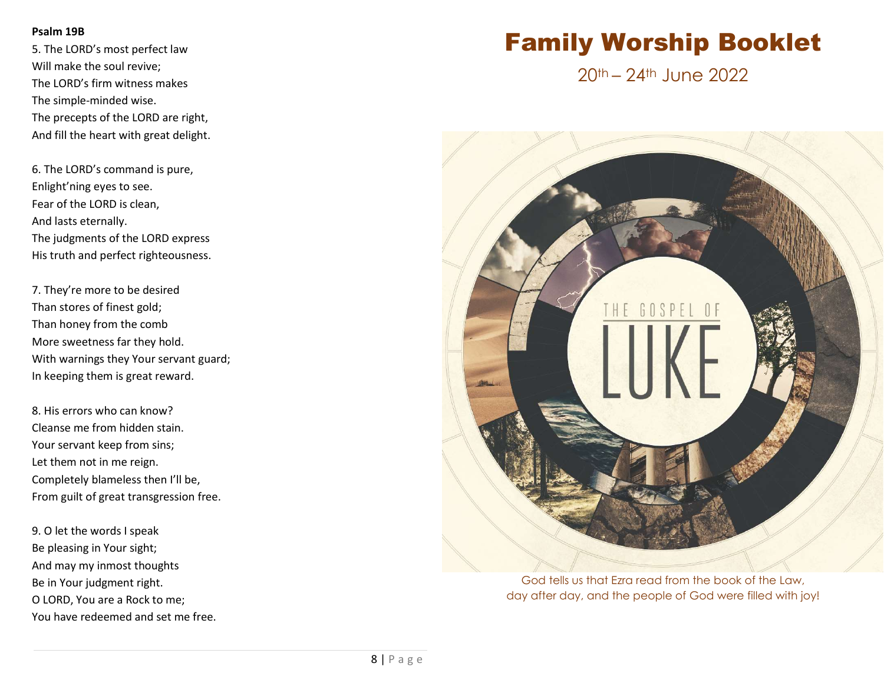**Psalm 19B**

5. The LORD's most perfect law
Will make the soul revive;
The LORD's firm witness makes
The simple-minded wise.
The precepts of the LORD are right,
And fill the heart with great delight.

6. The LORD's command is pure,
Enlight'ning eyes to see.
Fear of the LORD is clean,
And lasts eternally.
The judgments of the LORD express
His truth and perfect righteousness.

7. They're more to be desired
Than stores of finest gold;
Than honey from the comb
More sweetness far they hold.
With warnings they Your servant guard;
In keeping them is great reward.

8. His errors who can know?
Cleanse me from hidden stain.
Your servant keep from sins;
Let them not in me reign.
Completely blameless then I'll be,
From guilt of great transgression free.

9. O let the words I speak
Be pleasing in Your sight;
And may my inmost thoughts
Be in Your judgment right.
O LORD, You are a Rock to me;
You have redeemed and set me free.

# Family Worship Booklet

20th – 24th June 2022

THE GOSPEL OF LUKE

God tells us that Ezra read from the book of the Law, day after day, and the people of God were filled with joy!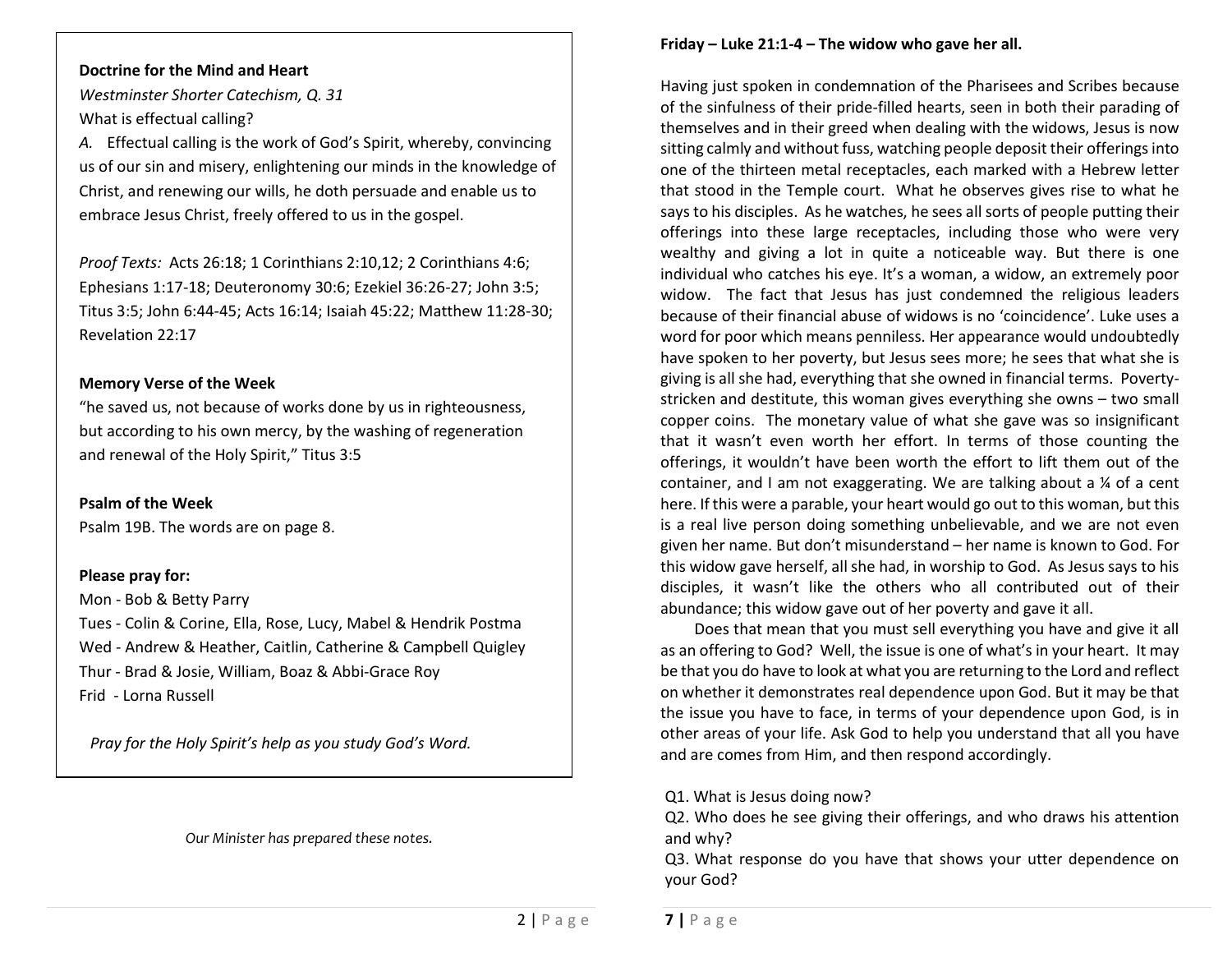**Doctrine for the Mind and Heart**

*Westminster Shorter Catechism, Q. 31*

What is effectual calling?

*A.* Effectual calling is the work of God's Spirit, whereby, convincing us of our sin and misery, enlightening our minds in the knowledge of Christ, and renewing our wills, he doth persuade and enable us to embrace Jesus Christ, freely offered to us in the gospel.

*Proof Texts:* Acts 26:18; 1 Corinthians 2:10,12; 2 Corinthians 4:6; Ephesians 1:17-18; Deuteronomy 30:6; Ezekiel 36:26-27; John 3:5; Titus 3:5; John 6:44-45; Acts 16:14; Isaiah 45:22; Matthew 11:28-30; Revelation 22:17

**Memory Verse of the Week**

"he saved us, not because of works done by us in righteousness, but according to his own mercy, by the washing of regeneration and renewal of the Holy Spirit," Titus 3:5

**Psalm of the Week**

Psalm 19B. The words are on page 8.

**Please pray for:**

Mon - Bob & Betty Parry
Tues - Colin & Corine, Ella, Rose, Lucy, Mabel & Hendrik Postma
Wed - Andrew & Heather, Caitlin, Catherine & Campbell Quigley
Thur - Brad & Josie, William, Boaz & Abbi-Grace Roy
Frid - Lorna Russell

*Pray for the Holy Spirit's help as you study God's Word.*

*Our Minister has prepared these notes.*

**Friday – Luke 21:1-4 – The widow who gave her all.**

Having just spoken in condemnation of the Pharisees and Scribes because of the sinfulness of their pride-filled hearts, seen in both their parading of themselves and in their greed when dealing with the widows, Jesus is now sitting calmly and without fuss, watching people deposit their offerings into one of the thirteen metal receptacles, each marked with a Hebrew letter that stood in the Temple court. What he observes gives rise to what he says to his disciples. As he watches, he sees all sorts of people putting their offerings into these large receptacles, including those who were very wealthy and giving a lot in quite a noticeable way. But there is one individual who catches his eye. It's a woman, a widow, an extremely poor widow. The fact that Jesus has just condemned the religious leaders because of their financial abuse of widows is no 'coincidence'. Luke uses a word for poor which means penniless. Her appearance would undoubtedly have spoken to her poverty, but Jesus sees more; he sees that what she is giving is all she had, everything that she owned in financial terms. Poverty-stricken and destitute, this woman gives everything she owns – two small copper coins. The monetary value of what she gave was so insignificant that it wasn't even worth her effort. In terms of those counting the offerings, it wouldn't have been worth the effort to lift them out of the container, and I am not exaggerating. We are talking about a ¼ of a cent here. If this were a parable, your heart would go out to this woman, but this is a real live person doing something unbelievable, and we are not even given her name. But don't misunderstand – her name is known to God. For this widow gave herself, all she had, in worship to God. As Jesus says to his disciples, it wasn't like the others who all contributed out of their abundance; this widow gave out of her poverty and gave it all.

Does that mean that you must sell everything you have and give it all as an offering to God? Well, the issue is one of what's in your heart. It may be that you do have to look at what you are returning to the Lord and reflect on whether it demonstrates real dependence upon God. But it may be that the issue you have to face, in terms of your dependence upon God, is in other areas of your life. Ask God to help you understand that all you have and are comes from Him, and then respond accordingly.

Q1. What is Jesus doing now?
Q2. Who does he see giving their offerings, and who draws his attention and why?
Q3. What response do you have that shows your utter dependence on your God?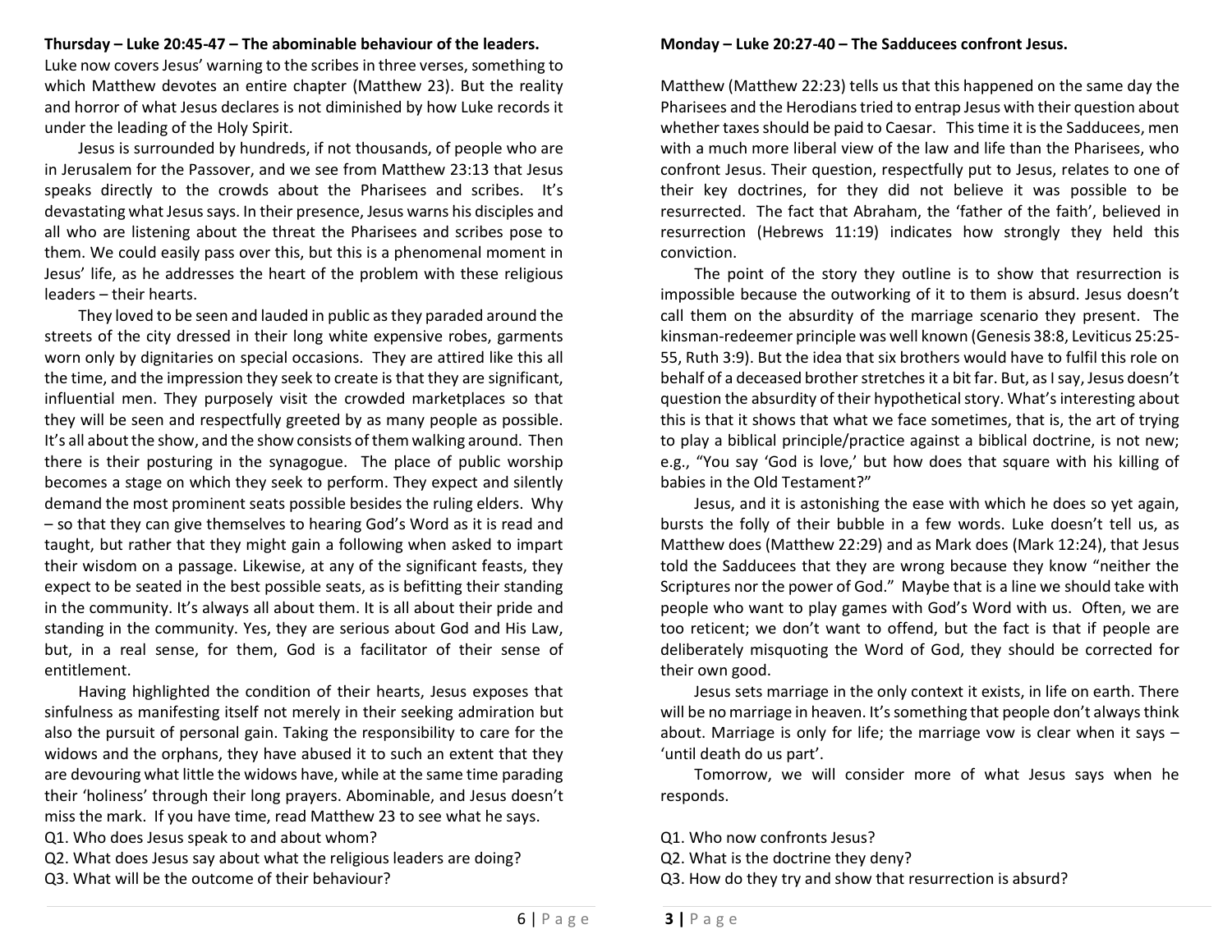**Thursday – Luke 20:45-47 – The abominable behaviour of the leaders.**

Luke now covers Jesus' warning to the scribes in three verses, something to which Matthew devotes an entire chapter (Matthew 23). But the reality and horror of what Jesus declares is not diminished by how Luke records it under the leading of the Holy Spirit.

Jesus is surrounded by hundreds, if not thousands, of people who are in Jerusalem for the Passover, and we see from Matthew 23:13 that Jesus speaks directly to the crowds about the Pharisees and scribes. It's devastating what Jesus says. In their presence, Jesus warns his disciples and all who are listening about the threat the Pharisees and scribes pose to them. We could easily pass over this, but this is a phenomenal moment in Jesus' life, as he addresses the heart of the problem with these religious leaders – their hearts.

They loved to be seen and lauded in public as they paraded around the streets of the city dressed in their long white expensive robes, garments worn only by dignitaries on special occasions. They are attired like this all the time, and the impression they seek to create is that they are significant, influential men. They purposely visit the crowded marketplaces so that they will be seen and respectfully greeted by as many people as possible. It's all about the show, and the show consists of them walking around. Then there is their posturing in the synagogue. The place of public worship becomes a stage on which they seek to perform. They expect and silently demand the most prominent seats possible besides the ruling elders. Why – so that they can give themselves to hearing God's Word as it is read and taught, but rather that they might gain a following when asked to impart their wisdom on a passage. Likewise, at any of the significant feasts, they expect to be seated in the best possible seats, as is befitting their standing in the community. It's always all about them. It is all about their pride and standing in the community. Yes, they are serious about God and His Law, but, in a real sense, for them, God is a facilitator of their sense of entitlement.

Having highlighted the condition of their hearts, Jesus exposes that sinfulness as manifesting itself not merely in their seeking admiration but also the pursuit of personal gain. Taking the responsibility to care for the widows and the orphans, they have abused it to such an extent that they are devouring what little the widows have, while at the same time parading their 'holiness' through their long prayers. Abominable, and Jesus doesn't miss the mark. If you have time, read Matthew 23 to see what he says.

Q1. Who does Jesus speak to and about whom?
Q2. What does Jesus say about what the religious leaders are doing?
Q3. What will be the outcome of their behaviour?

**Monday – Luke 20:27-40 – The Sadducees confront Jesus.**

Matthew (Matthew 22:23) tells us that this happened on the same day the Pharisees and the Herodians tried to entrap Jesus with their question about whether taxes should be paid to Caesar. This time it is the Sadducees, men with a much more liberal view of the law and life than the Pharisees, who confront Jesus. Their question, respectfully put to Jesus, relates to one of their key doctrines, for they did not believe it was possible to be resurrected. The fact that Abraham, the 'father of the faith', believed in resurrection (Hebrews 11:19) indicates how strongly they held this conviction.

The point of the story they outline is to show that resurrection is impossible because the outworking of it to them is absurd. Jesus doesn't call them on the absurdity of the marriage scenario they present. The kinsman-redeemer principle was well known (Genesis 38:8, Leviticus 25:25-55, Ruth 3:9). But the idea that six brothers would have to fulfil this role on behalf of a deceased brother stretches it a bit far. But, as I say, Jesus doesn't question the absurdity of their hypothetical story. What's interesting about this is that it shows that what we face sometimes, that is, the art of trying to play a biblical principle/practice against a biblical doctrine, is not new; e.g., "You say 'God is love,' but how does that square with his killing of babies in the Old Testament?"

Jesus, and it is astonishing the ease with which he does so yet again, bursts the folly of their bubble in a few words. Luke doesn't tell us, as Matthew does (Matthew 22:29) and as Mark does (Mark 12:24), that Jesus told the Sadducees that they are wrong because they know "neither the Scriptures nor the power of God." Maybe that is a line we should take with people who want to play games with God's Word with us. Often, we are too reticent; we don't want to offend, but the fact is that if people are deliberately misquoting the Word of God, they should be corrected for their own good.

Jesus sets marriage in the only context it exists, in life on earth. There will be no marriage in heaven. It's something that people don't always think about. Marriage is only for life; the marriage vow is clear when it says – 'until death do us part'.

Tomorrow, we will consider more of what Jesus says when he responds.

Q1. Who now confronts Jesus?
Q2. What is the doctrine they deny?
Q3. How do they try and show that resurrection is absurd?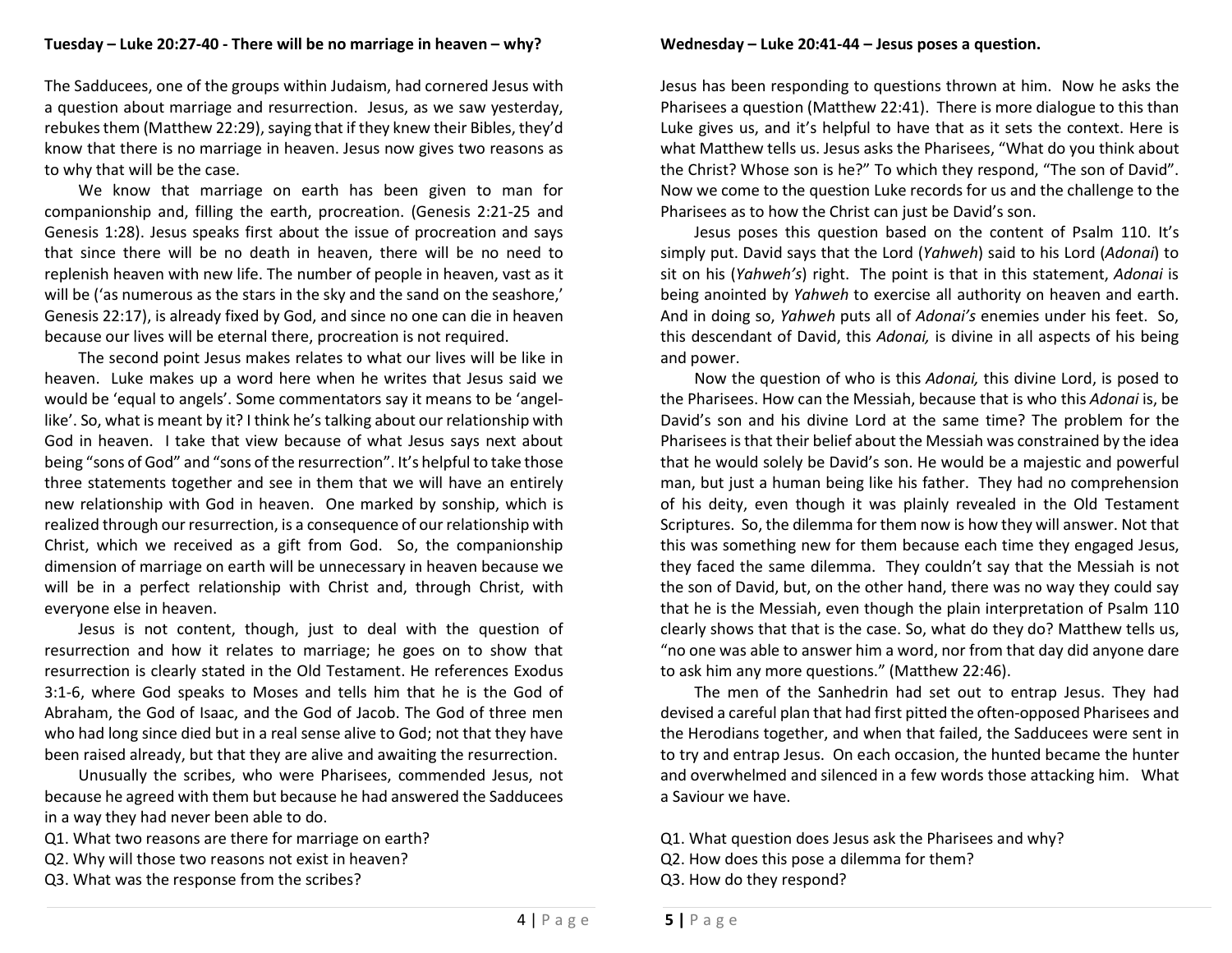**Tuesday – Luke 20:27-40 - There will be no marriage in heaven – why?**

The Sadducees, one of the groups within Judaism, had cornered Jesus with a question about marriage and resurrection. Jesus, as we saw yesterday, rebukes them (Matthew 22:29), saying that if they knew their Bibles, they'd know that there is no marriage in heaven. Jesus now gives two reasons as to why that will be the case.

We know that marriage on earth has been given to man for companionship and, filling the earth, procreation. (Genesis 2:21-25 and Genesis 1:28). Jesus speaks first about the issue of procreation and says that since there will be no death in heaven, there will be no need to replenish heaven with new life. The number of people in heaven, vast as it will be ('as numerous as the stars in the sky and the sand on the seashore,' Genesis 22:17), is already fixed by God, and since no one can die in heaven because our lives will be eternal there, procreation is not required.

The second point Jesus makes relates to what our lives will be like in heaven. Luke makes up a word here when he writes that Jesus said we would be 'equal to angels'. Some commentators say it means to be 'angel-like'. So, what is meant by it? I think he's talking about our relationship with God in heaven. I take that view because of what Jesus says next about being "sons of God" and "sons of the resurrection". It's helpful to take those three statements together and see in them that we will have an entirely new relationship with God in heaven. One marked by sonship, which is realized through our resurrection, is a consequence of our relationship with Christ, which we received as a gift from God. So, the companionship dimension of marriage on earth will be unnecessary in heaven because we will be in a perfect relationship with Christ and, through Christ, with everyone else in heaven.

Jesus is not content, though, just to deal with the question of resurrection and how it relates to marriage; he goes on to show that resurrection is clearly stated in the Old Testament. He references Exodus 3:1-6, where God speaks to Moses and tells him that he is the God of Abraham, the God of Isaac, and the God of Jacob. The God of three men who had long since died but in a real sense alive to God; not that they have been raised already, but that they are alive and awaiting the resurrection.

Unusually the scribes, who were Pharisees, commended Jesus, not because he agreed with them but because he had answered the Sadducees in a way they had never been able to do.

Q1. What two reasons are there for marriage on earth?
Q2. Why will those two reasons not exist in heaven?
Q3. What was the response from the scribes?

**Wednesday – Luke 20:41-44 – Jesus poses a question.**

Jesus has been responding to questions thrown at him. Now he asks the Pharisees a question (Matthew 22:41). There is more dialogue to this than Luke gives us, and it's helpful to have that as it sets the context. Here is what Matthew tells us. Jesus asks the Pharisees, "What do you think about the Christ? Whose son is he?" To which they respond, "The son of David". Now we come to the question Luke records for us and the challenge to the Pharisees as to how the Christ can just be David's son.

Jesus poses this question based on the content of Psalm 110. It's simply put. David says that the Lord (*Yahweh*) said to his Lord (*Adonai*) to sit on his (*Yahweh's*) right. The point is that in this statement, *Adonai* is being anointed by *Yahweh* to exercise all authority on heaven and earth. And in doing so, *Yahweh* puts all of *Adonai's* enemies under his feet. So, this descendant of David, this *Adonai,* is divine in all aspects of his being and power.

Now the question of who is this *Adonai,* this divine Lord, is posed to the Pharisees. How can the Messiah, because that is who this *Adonai* is, be David's son and his divine Lord at the same time? The problem for the Pharisees is that their belief about the Messiah was constrained by the idea that he would solely be David's son. He would be a majestic and powerful man, but just a human being like his father. They had no comprehension of his deity, even though it was plainly revealed in the Old Testament Scriptures. So, the dilemma for them now is how they will answer. Not that this was something new for them because each time they engaged Jesus, they faced the same dilemma. They couldn't say that the Messiah is not the son of David, but, on the other hand, there was no way they could say that he is the Messiah, even though the plain interpretation of Psalm 110 clearly shows that that is the case. So, what do they do? Matthew tells us, "no one was able to answer him a word, nor from that day did anyone dare to ask him any more questions." (Matthew 22:46).

The men of the Sanhedrin had set out to entrap Jesus. They had devised a careful plan that had first pitted the often-opposed Pharisees and the Herodians together, and when that failed, the Sadducees were sent in to try and entrap Jesus. On each occasion, the hunted became the hunter and overwhelmed and silenced in a few words those attacking him. What a Saviour we have.

Q1. What question does Jesus ask the Pharisees and why?
Q2. How does this pose a dilemma for them?
Q3. How do they respond?